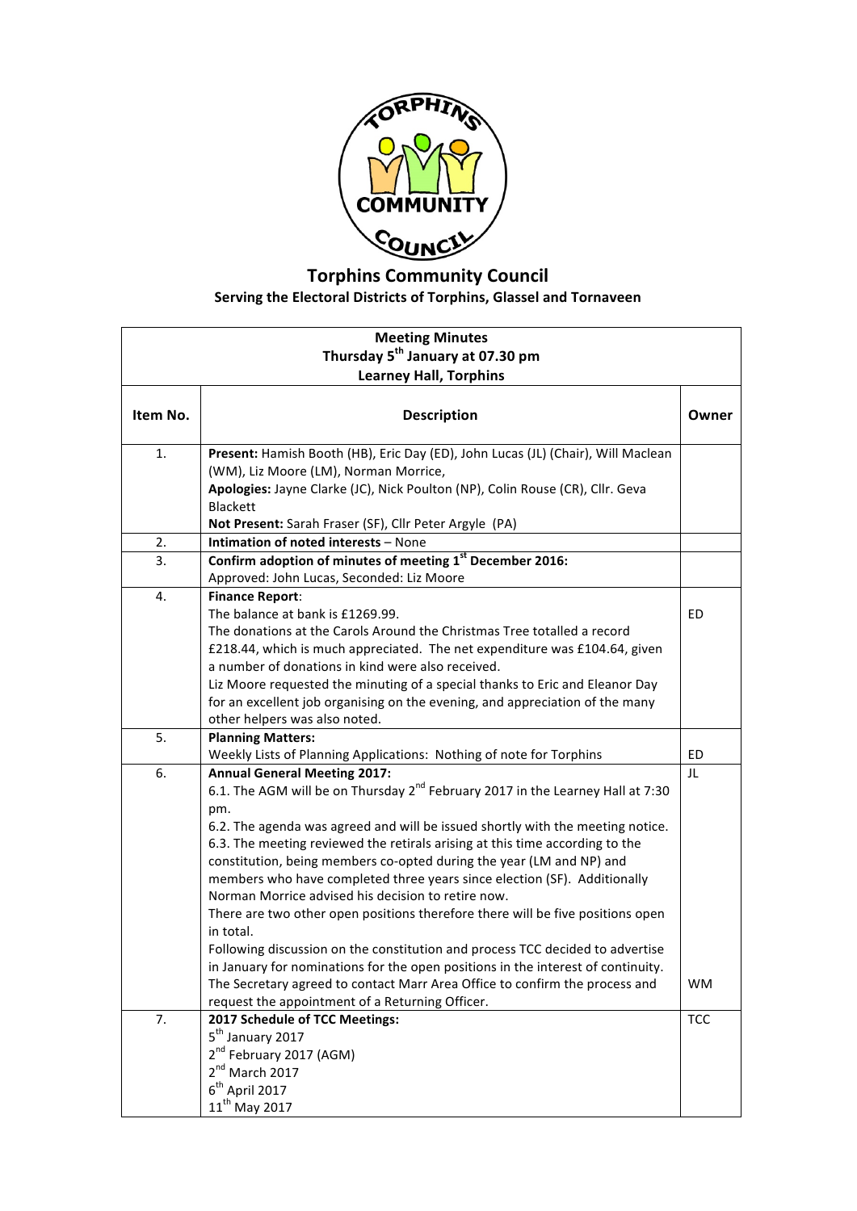# Torphins Community Council

**Serving the Electoral Districts of Torphins, Glassel and Tornaveen**

| **Meeting Minutes**<br>**Thursday 5th January at 07.30 pm**<br>**Learney Hall, Torphins** | | |
|---|---|---|
| **Item No.** | **Description** | **Owner** |
| 1. | **Present:** Hamish Booth (HB), Eric Day (ED), John Lucas (JL) (Chair), Will Maclean (WM), Liz Moore (LM), Norman Morrice,<br>**Apologies:** Jayne Clarke (JC), Nick Poulton (NP), Colin Rouse (CR), Cllr. Geva Blackett<br>**Not Present:** Sarah Fraser (SF), Cllr Peter Argyle (PA) | |
| 2. | **Intimation of noted interests** – None | |
| 3. | **Confirm adoption of minutes of meeting 1st December 2016:**<br>Approved: John Lucas, Seconded: Liz Moore | |
| 4. | **Finance Report**:<br>The balance at bank is £1269.99.<br>The donations at the Carols Around the Christmas Tree totalled a record £218.44, which is much appreciated. The net expenditure was £104.64, given a number of donations in kind were also received.<br>Liz Moore requested the minuting of a special thanks to Eric and Eleanor Day for an excellent job organising on the evening, and appreciation of the many other helpers was also noted. | ED |
| 5. | **Planning Matters:**<br>Weekly Lists of Planning Applications: Nothing of note for Torphins | ED |
| 6. | **Annual General Meeting 2017:**<br>6.1. The AGM will be on Thursday 2nd February 2017 in the Learney Hall at 7:30 pm.<br>6.2. The agenda was agreed and will be issued shortly with the meeting notice.<br>6.3. The meeting reviewed the retirals arising at this time according to the constitution, being members co-opted during the year (LM and NP) and members who have completed three years since election (SF). Additionally Norman Morrice advised his decision to retire now.<br>There are two other open positions therefore there will be five positions open in total.<br>Following discussion on the constitution and process TCC decided to advertise in January for nominations for the open positions in the interest of continuity.<br>The Secretary agreed to contact Marr Area Office to confirm the process and request the appointment of a Returning Officer. | JL<br><br><br><br><br><br><br><br><br><br><br>WM |
| 7. | **2017 Schedule of TCC Meetings:**<br>5th January 2017<br>2nd February 2017 (AGM)<br>2nd March 2017<br>6th April 2017<br>11th May 2017 | TCC |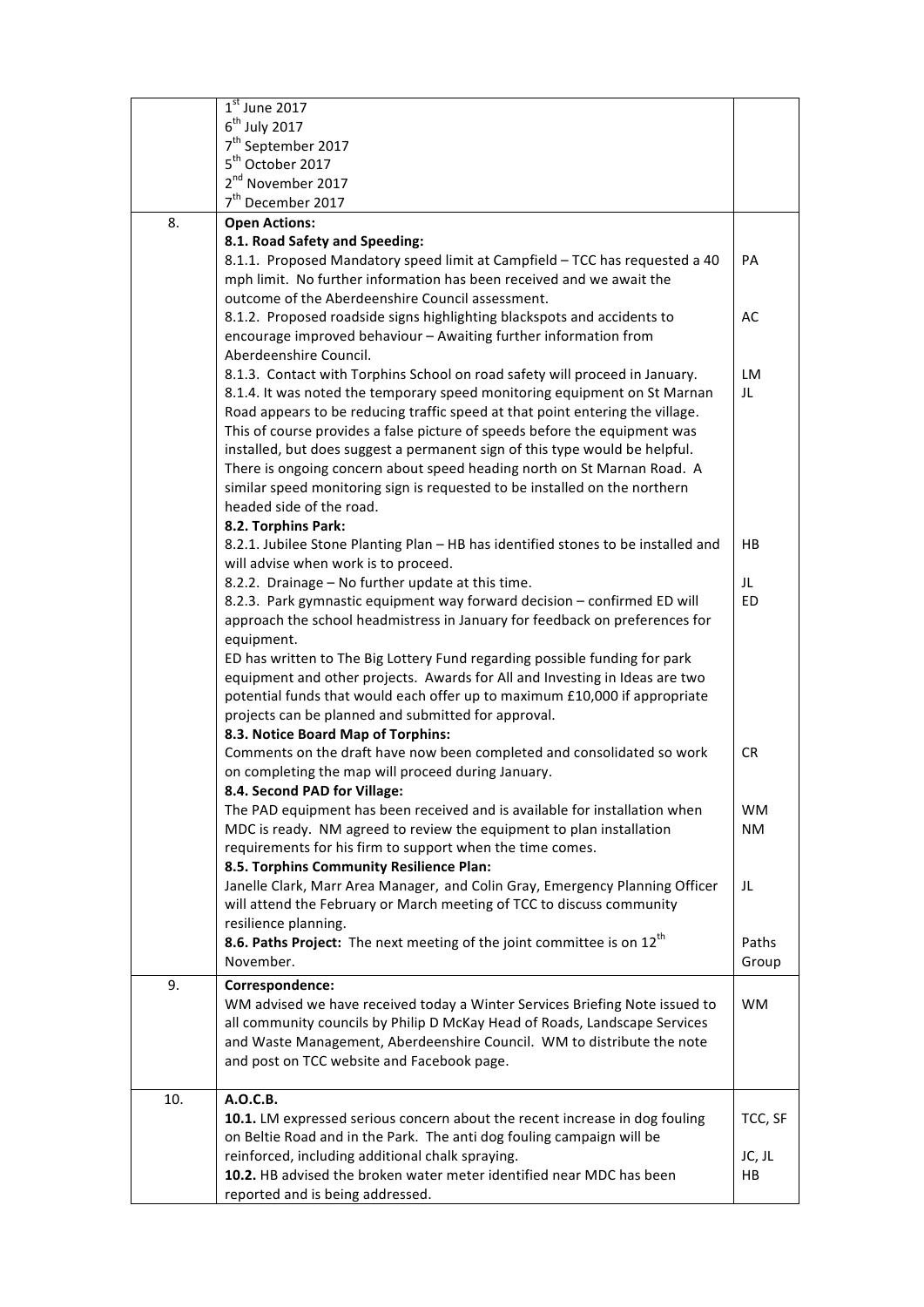| | | |
|---|---|---|
| | 1st June 2017<br>6th July 2017<br>7th September 2017<br>5th October 2017<br>2nd November 2017<br>7th December 2017 | |
| 8. | **Open Actions:**<br>**8.1. Road Safety and Speeding:**<br>8.1.1. Proposed Mandatory speed limit at Campfield – TCC has requested a 40 mph limit. No further information has been received and we await the outcome of the Aberdeenshire Council assessment.<br>8.1.2. Proposed roadside signs highlighting blackspots and accidents to encourage improved behaviour – Awaiting further information from Aberdeenshire Council.<br>8.1.3. Contact with Torphins School on road safety will proceed in January.<br>8.1.4. It was noted the temporary speed monitoring equipment on St Marnan Road appears to be reducing traffic speed at that point entering the village. This of course provides a false picture of speeds before the equipment was installed, but does suggest a permanent sign of this type would be helpful. There is ongoing concern about speed heading north on St Marnan Road. A similar speed monitoring sign is requested to be installed on the northern headed side of the road.<br>**8.2. Torphins Park:**<br>8.2.1. Jubilee Stone Planting Plan – HB has identified stones to be installed and will advise when work is to proceed.<br>8.2.2. Drainage – No further update at this time.<br>8.2.3. Park gymnastic equipment way forward decision – confirmed ED will approach the school headmistress in January for feedback on preferences for equipment.<br>ED has written to The Big Lottery Fund regarding possible funding for park equipment and other projects. Awards for All and Investing in Ideas are two potential funds that would each offer up to maximum £10,000 if appropriate projects can be planned and submitted for approval.<br>**8.3. Notice Board Map of Torphins:**<br>Comments on the draft have now been completed and consolidated so work on completing the map will proceed during January.<br>**8.4. Second PAD for Village:**<br>The PAD equipment has been received and is available for installation when MDC is ready. NM agreed to review the equipment to plan installation requirements for his firm to support when the time comes.<br>**8.5. Torphins Community Resilience Plan:**<br>Janelle Clark, Marr Area Manager, and Colin Gray, Emergency Planning Officer will attend the February or March meeting of TCC to discuss community resilience planning.<br>**8.6. Paths Project:** The next meeting of the joint committee is on 12th November. | PA<br><br>AC<br><br>LM<br>JL<br><br>HB<br><br>JL<br>ED<br><br>CR<br><br>WM<br>NM<br><br>JL<br><br>Paths Group |
| 9. | **Correspondence:**<br>WM advised we have received today a Winter Services Briefing Note issued to all community councils by Philip D McKay Head of Roads, Landscape Services and Waste Management, Aberdeenshire Council. WM to distribute the note and post on TCC website and Facebook page. | WM |
| 10. | **A.O.C.B.**<br>**10.1.** LM expressed serious concern about the recent increase in dog fouling on Beltie Road and in the Park. The anti dog fouling campaign will be reinforced, including additional chalk spraying.<br>**10.2.** HB advised the broken water meter identified near MDC has been reported and is being addressed. | TCC, SF<br><br>JC, JL<br>HB |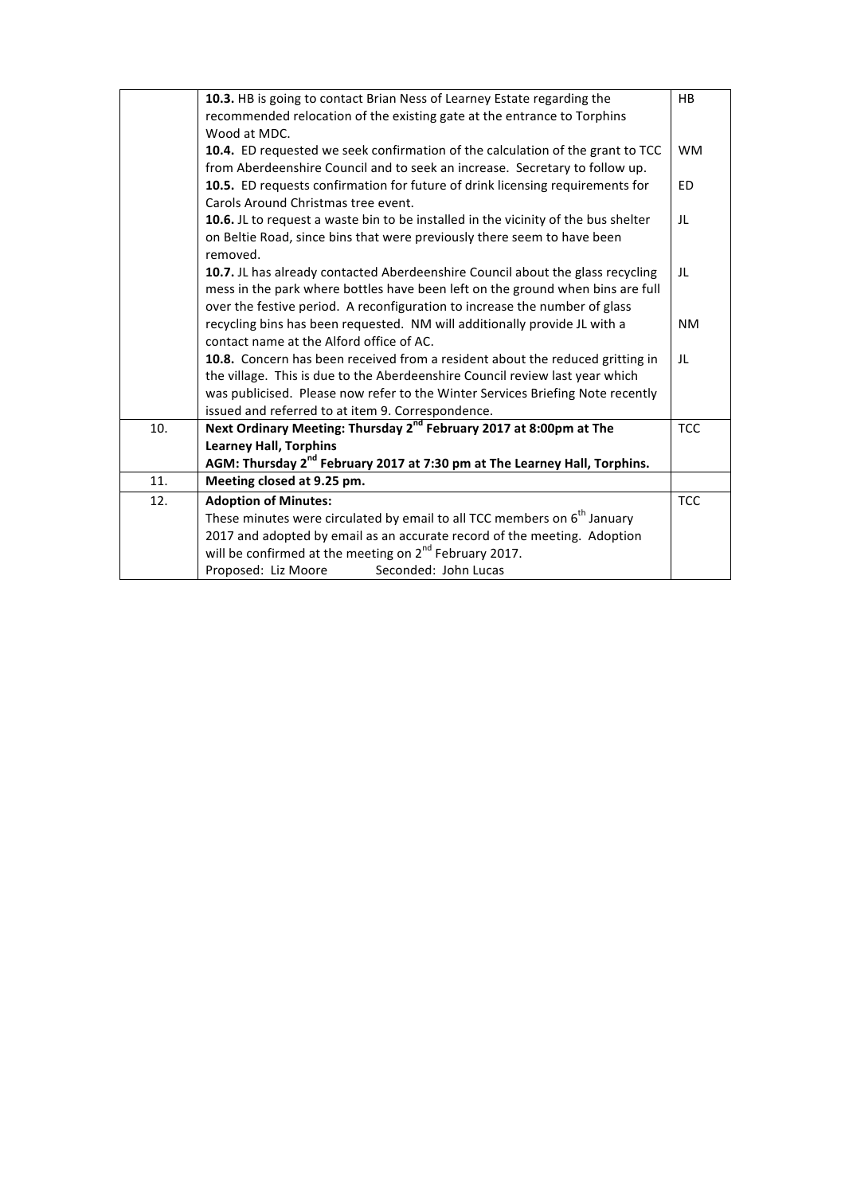| | | |
|---|---|---|
| | **10.3.** HB is going to contact Brian Ness of Learney Estate regarding the recommended relocation of the existing gate at the entrance to Torphins Wood at MDC.<br>**10.4.** ED requested we seek confirmation of the calculation of the grant to TCC from Aberdeenshire Council and to seek an increase. Secretary to follow up.<br>**10.5.** ED requests confirmation for future of drink licensing requirements for Carols Around Christmas tree event.<br>**10.6.** JL to request a waste bin to be installed in the vicinity of the bus shelter on Beltie Road, since bins that were previously there seem to have been removed.<br>**10.7.** JL has already contacted Aberdeenshire Council about the glass recycling mess in the park where bottles have been left on the ground when bins are full over the festive period. A reconfiguration to increase the number of glass recycling bins has been requested. NM will additionally provide JL with a contact name at the Alford office of AC.<br>**10.8.** Concern has been received from a resident about the reduced gritting in the village. This is due to the Aberdeenshire Council review last year which was publicised. Please now refer to the Winter Services Briefing Note recently issued and referred to at item 9. Correspondence. | HB<br><br>WM<br><br>ED<br><br>JL<br><br><br>JL<br><br><br>NM<br><br>JL |
| 10. | **Next Ordinary Meeting: Thursday 2nd February 2017 at 8:00pm at The Learney Hall, Torphins**<br>**AGM: Thursday 2nd February 2017 at 7:30 pm at The Learney Hall, Torphins.** | TCC |
| 11. | **Meeting closed at 9.25 pm.** | |
| 12. | **Adoption of Minutes:**<br>These minutes were circulated by email to all TCC members on 6th January 2017 and adopted by email as an accurate record of the meeting. Adoption will be confirmed at the meeting on 2nd February 2017.<br>Proposed: Liz Moore Seconded: John Lucas | TCC |